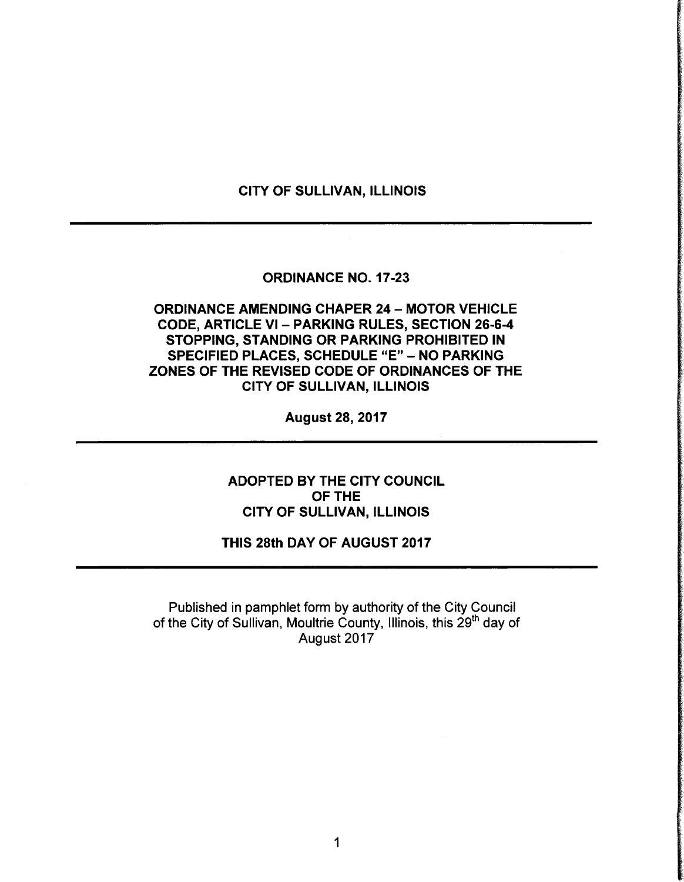# CITY OF SULLIVAN, ILLINOIS

---

## ORDINANCE NO. 17-23

## ORDINANCE AMENDING CHAPER 24 – MOTOR VEHICLE CODE, ARTICLE VI – PARKING RULES, SECTION 26-6-4 STOPPING, STANDING OR PARKING PROHIBITED IN SPECIFIED PLACES, SCHEDULE "E" – NO PARKING ZONES OF THE REVISED CODE OF ORDINANCES OF THE CITY OF SULLIVAN, ILLINOIS

**August 28, 2017**

---

**ADOPTED BY THE CITY COUNCIL**
**OF THE**
**CITY OF SULLIVAN, ILLINOIS**

**THIS 28th DAY OF AUGUST 2017**

---

Published in pamphlet form by authority of the City Council of the City of Sullivan, Moultrie County, Illinois, this 29th day of August 2017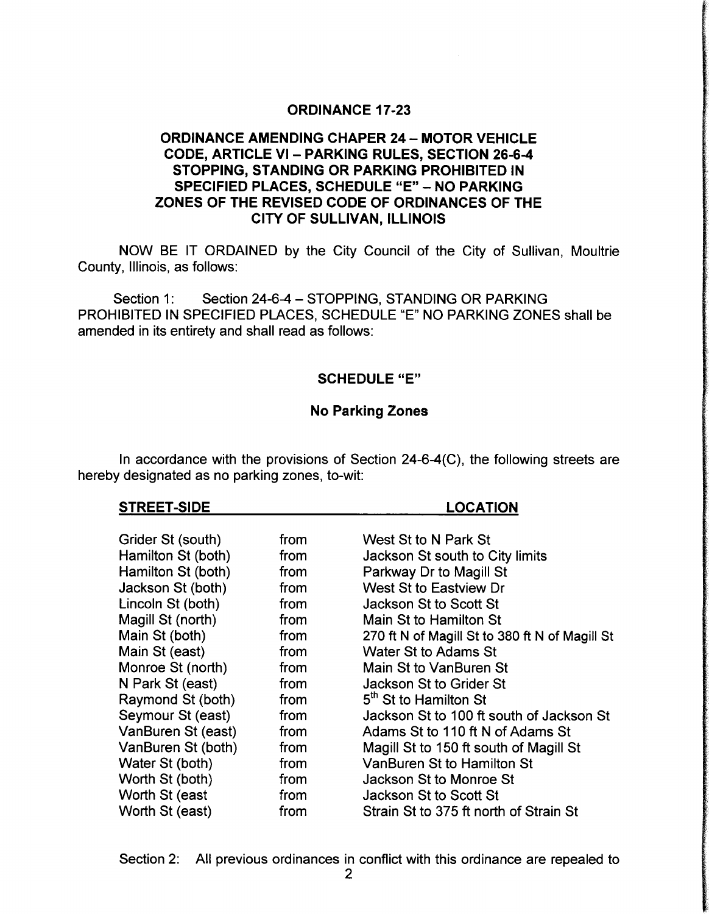## ORDINANCE 17-23

### ORDINANCE AMENDING CHAPER 24 – MOTOR VEHICLE CODE, ARTICLE VI – PARKING RULES, SECTION 26-6-4 STOPPING, STANDING OR PARKING PROHIBITED IN SPECIFIED PLACES, SCHEDULE "E" – NO PARKING ZONES OF THE REVISED CODE OF ORDINANCES OF THE CITY OF SULLIVAN, ILLINOIS

NOW BE IT ORDAINED by the City Council of the City of Sullivan, Moultrie County, Illinois, as follows:

Section 1: Section 24-6-4 – STOPPING, STANDING OR PARKING PROHIBITED IN SPECIFIED PLACES, SCHEDULE "E" NO PARKING ZONES shall be amended in its entirety and shall read as follows:

### SCHEDULE "E"

### No Parking Zones

In accordance with the provisions of Section 24-6-4(C), the following streets are hereby designated as no parking zones, to-wit:

| STREET-SIDE | | LOCATION |
|---|---|---|
| Grider St (south) | from | West St to N Park St |
| Hamilton St (both) | from | Jackson St south to City limits |
| Hamilton St (both) | from | Parkway Dr to Magill St |
| Jackson St (both) | from | West St to Eastview Dr |
| Lincoln St (both) | from | Jackson St to Scott St |
| Magill St (north) | from | Main St to Hamilton St |
| Main St (both) | from | 270 ft N of Magill St to 380 ft N of Magill St |
| Main St (east) | from | Water St to Adams St |
| Monroe St (north) | from | Main St to VanBuren St |
| N Park St (east) | from | Jackson St to Grider St |
| Raymond St (both) | from | 5th St to Hamilton St |
| Seymour St (east) | from | Jackson St to 100 ft south of Jackson St |
| VanBuren St (east) | from | Adams St to 110 ft N of Adams St |
| VanBuren St (both) | from | Magill St to 150 ft south of Magill St |
| Water St (both) | from | VanBuren St to Hamilton St |
| Worth St (both) | from | Jackson St to Monroe St |
| Worth St (east | from | Jackson St to Scott St |
| Worth St (east) | from | Strain St to 375 ft north of Strain St |

Section 2: All previous ordinances in conflict with this ordinance are repealed to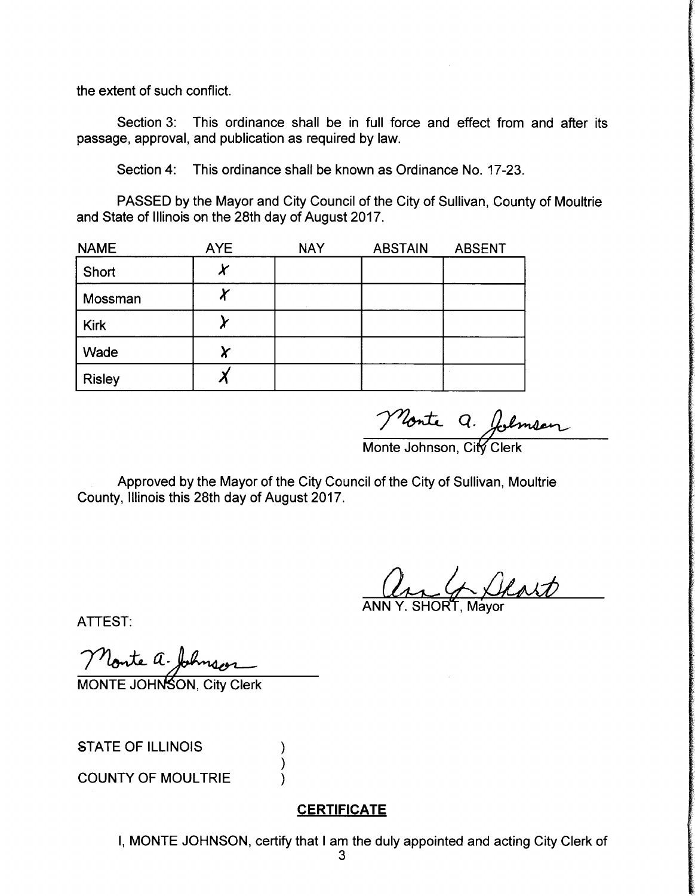the extent of such conflict.

Section 3: This ordinance shall be in full force and effect from and after its passage, approval, and publication as required by law.

Section 4: This ordinance shall be known as Ordinance No. 17-23.

PASSED by the Mayor and City Council of the City of Sullivan, County of Moultrie and State of Illinois on the 28th day of August 2017.

| NAME | AYE | NAY | ABSTAIN | ABSENT |
|---|---|---|---|---|
| Short | X | | | |
| Mossman | X | | | |
| Kirk | X | | | |
| Wade | X | | | |
| Risley | X | | | |

Monte a. Johnson

Monte Johnson, City Clerk

Approved by the Mayor of the City Council of the City of Sullivan, Moultrie County, Illinois this 28th day of August 2017.

Ann Y. Short

ANN Y. SHORT, Mayor

ATTEST:

Monte a. Johnson

MONTE JOHNSON, City Clerk

STATE OF ILLINOIS )
)
COUNTY OF MOULTRIE )

**CERTIFICATE**

I, MONTE JOHNSON, certify that I am the duly appointed and acting City Clerk of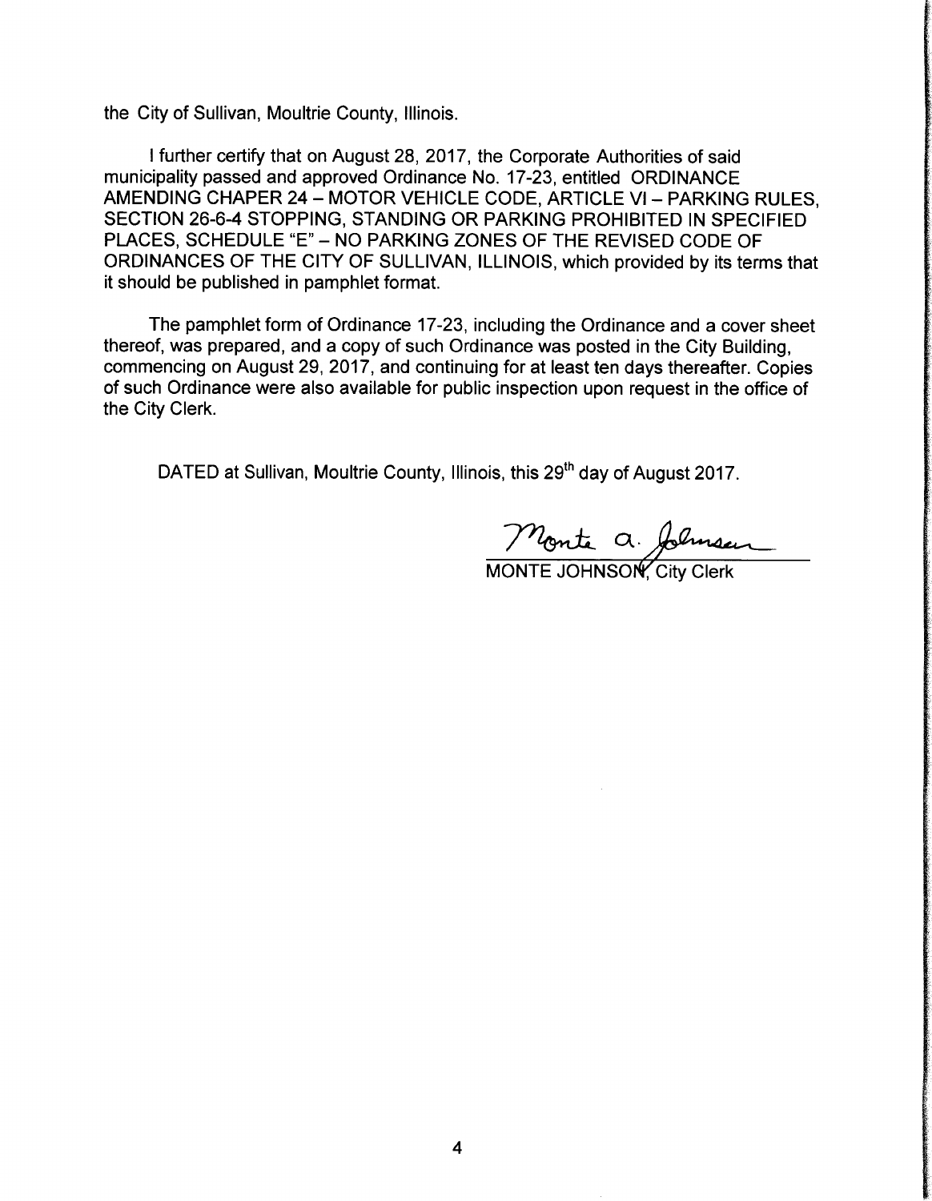the City of Sullivan, Moultrie County, Illinois.

I further certify that on August 28, 2017, the Corporate Authorities of said municipality passed and approved Ordinance No. 17-23, entitled ORDINANCE AMENDING CHAPER 24 – MOTOR VEHICLE CODE, ARTICLE VI – PARKING RULES, SECTION 26-6-4 STOPPING, STANDING OR PARKING PROHIBITED IN SPECIFIED PLACES, SCHEDULE "E" – NO PARKING ZONES OF THE REVISED CODE OF ORDINANCES OF THE CITY OF SULLIVAN, ILLINOIS, which provided by its terms that it should be published in pamphlet format.

The pamphlet form of Ordinance 17-23, including the Ordinance and a cover sheet thereof, was prepared, and a copy of such Ordinance was posted in the City Building, commencing on August 29, 2017, and continuing for at least ten days thereafter. Copies of such Ordinance were also available for public inspection upon request in the office of the City Clerk.

DATED at Sullivan, Moultrie County, Illinois, this 29th day of August 2017.

Monte A. Johnson

MONTE JOHNSON, City Clerk